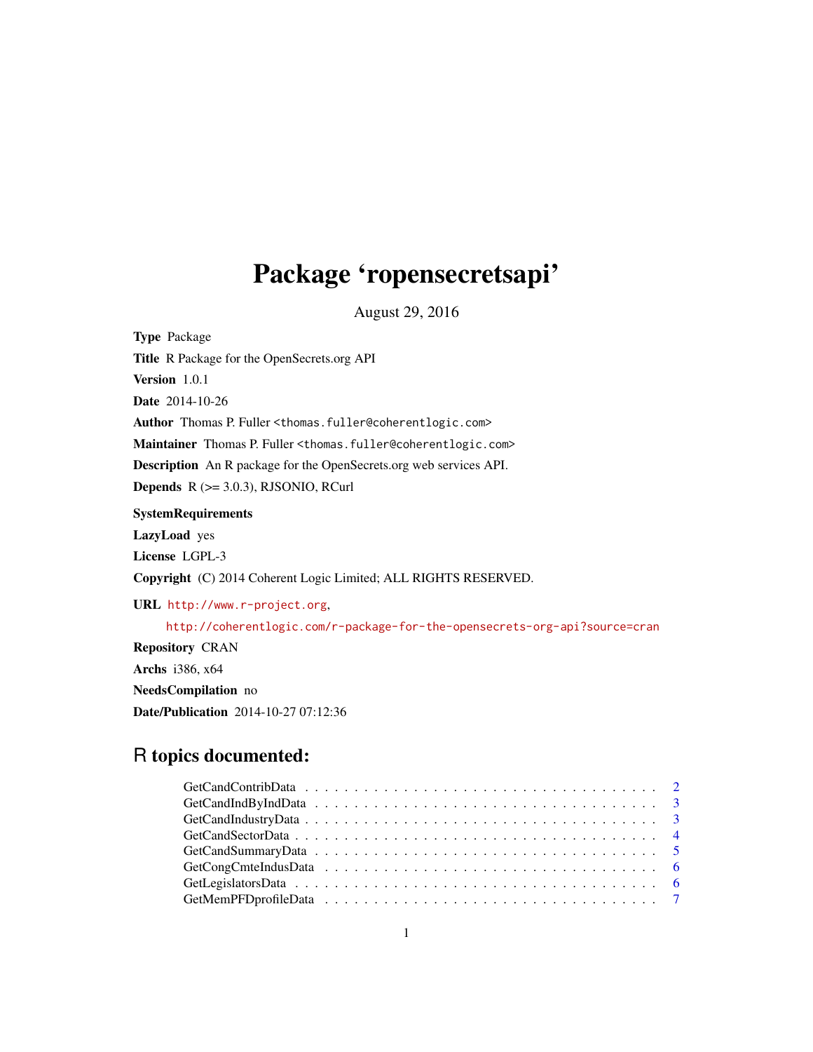# Package 'ropensecretsapi'

August 29, 2016

**Type** Package

**Title** R Package for the OpenSecrets.org API

**Version** 1.0.1

**Date** 2014-10-26

**Author** Thomas P. Fuller <thomas.fuller@coherentlogic.com>

**Maintainer** Thomas P. Fuller <thomas.fuller@coherentlogic.com>

**Description** An R package for the OpenSecrets.org web services API.

**Depends** R (>= 3.0.3), RJSONIO, RCurl

**SystemRequirements**

**LazyLoad** yes

**License** LGPL-3

**Copyright** (C) 2014 Coherent Logic Limited; ALL RIGHTS RESERVED.

**URL** http://www.r-project.org,
http://coherentlogic.com/r-package-for-the-opensecrets-org-api?source=cran

**Repository** CRAN

**Archs** i386, x64

**NeedsCompilation** no

**Date/Publication** 2014-10-27 07:12:36

## R topics documented:

- GetCandContribData . . . . . . . . . . . . . . . . . . . . . . . . . . . . . . . . . . 2
- GetCandIndByIndData . . . . . . . . . . . . . . . . . . . . . . . . . . . . . . . . . 3
- GetCandIndustryData . . . . . . . . . . . . . . . . . . . . . . . . . . . . . . . . . 3
- GetCandSectorData . . . . . . . . . . . . . . . . . . . . . . . . . . . . . . . . . . 4
- GetCandSummaryData . . . . . . . . . . . . . . . . . . . . . . . . . . . . . . . . . 5
- GetCongCmteIndusData . . . . . . . . . . . . . . . . . . . . . . . . . . . . . . . . 6
- GetLegislatorsData . . . . . . . . . . . . . . . . . . . . . . . . . . . . . . . . . . 6
- GetMemPFDprofileData . . . . . . . . . . . . . . . . . . . . . . . . . . . . . . . . 7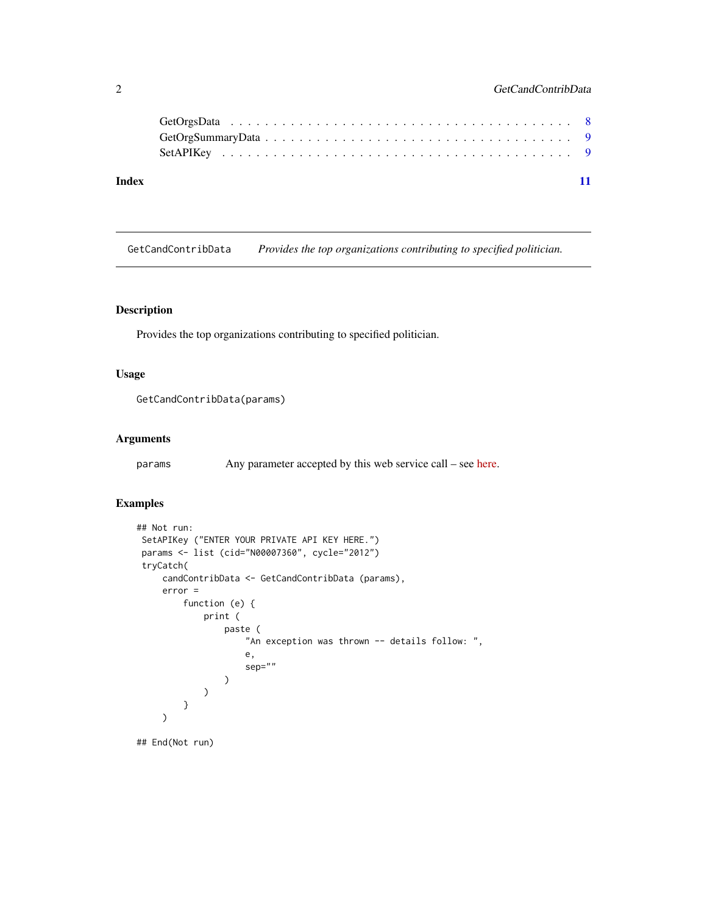GetOrgsData . . . . . . . . . . . . . . . . . . . . . . . . . . . . . . . . . . . . 8
GetOrgSummaryData . . . . . . . . . . . . . . . . . . . . . . . . . . . . . . . . . 9
SetAPIKey . . . . . . . . . . . . . . . . . . . . . . . . . . . . . . . . . . . . . 9

**Index** **11**

---

`GetCandContribData` *Provides the top organizations contributing to specified politician.*

---

### Description

Provides the top organizations contributing to specified politician.

### Usage

```
GetCandContribData(params)
```

### Arguments

| | |
|---|---|
| `params` | Any parameter accepted by this web service call – see here. |

### Examples

```
## Not run:
 SetAPIKey ("ENTER YOUR PRIVATE API KEY HERE.")
 params <- list (cid="N00007360", cycle="2012")
 tryCatch(
     candContribData <- GetCandContribData (params),
     error =
         function (e) {
             print (
                 paste (
                     "An exception was thrown -- details follow: ",
                     e,
                     sep=""
                 )
             )
         }
     )

## End(Not run)
```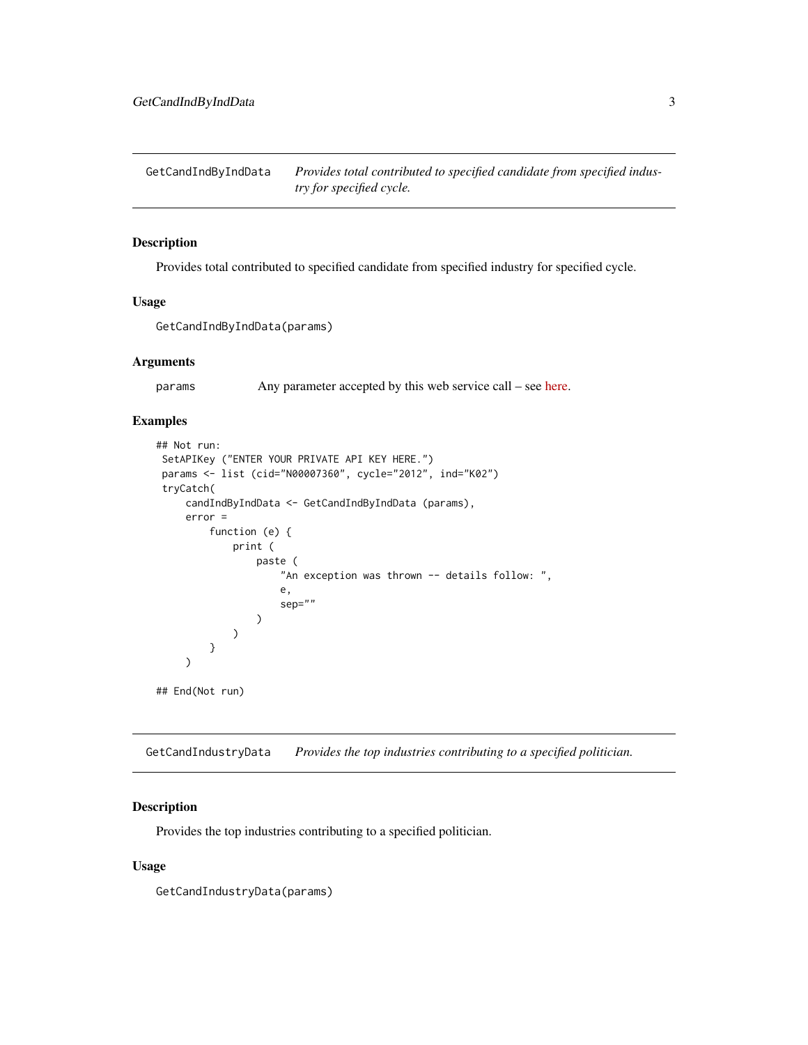## GetCandIndByIndData

*Provides total contributed to specified candidate from specified industry for specified cycle.*

### Description

Provides total contributed to specified candidate from specified industry for specified cycle.

### Usage

```
GetCandIndByIndData(params)
```

### Arguments

| | |
|---|---|
| params | Any parameter accepted by this web service call – see here. |

### Examples

```
## Not run:
 SetAPIKey ("ENTER YOUR PRIVATE API KEY HERE.")
 params <- list (cid="N00007360", cycle="2012", ind="K02")
 tryCatch(
     candIndByIndData <- GetCandIndByIndData (params),
     error =
         function (e) {
             print (
                 paste (
                     "An exception was thrown -- details follow: ",
                     e,
                     sep=""
                 )
             )
         }
     )

## End(Not run)
```

## GetCandIndustryData

*Provides the top industries contributing to a specified politician.*

### Description

Provides the top industries contributing to a specified politician.

### Usage

```
GetCandIndustryData(params)
```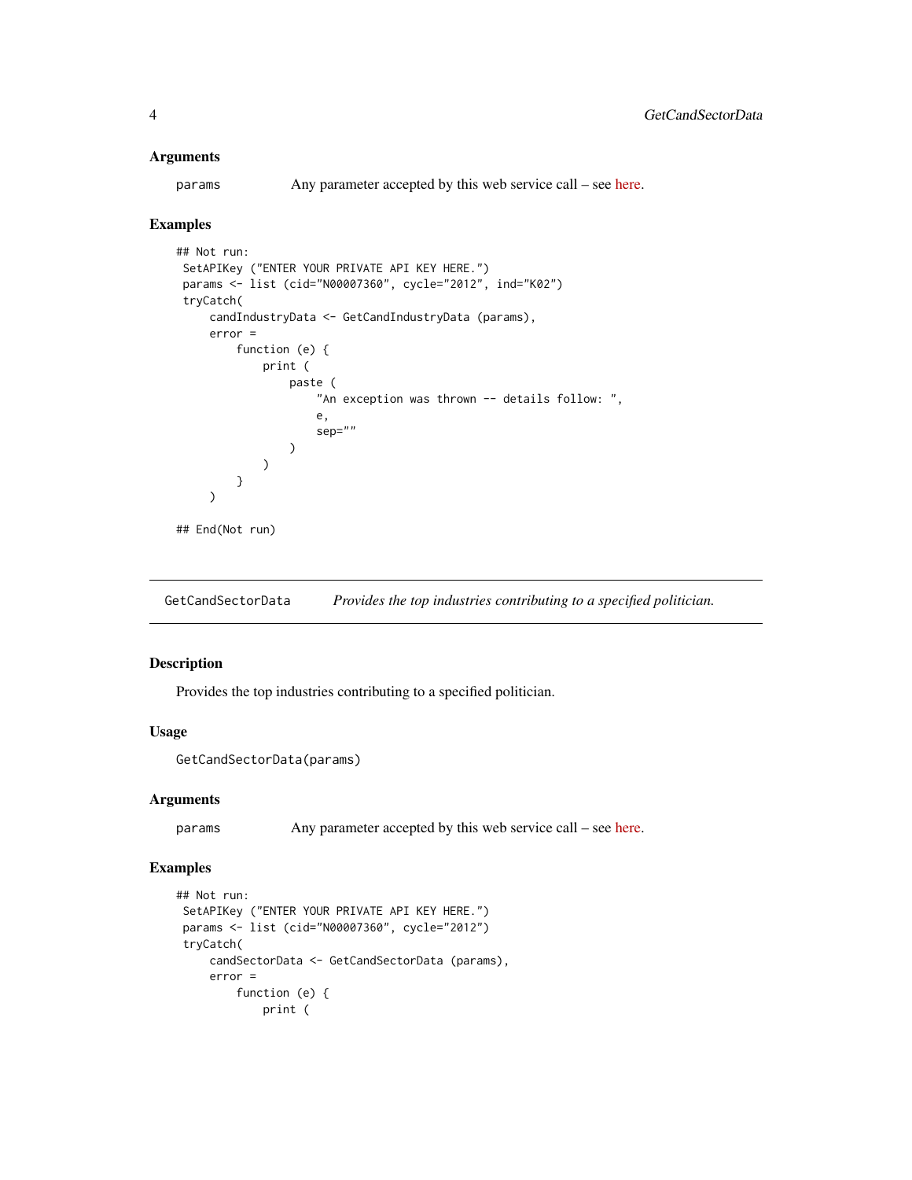### Arguments

params Any parameter accepted by this web service call – see here.

### Examples

```
## Not run:
 SetAPIKey ("ENTER YOUR PRIVATE API KEY HERE.")
 params <- list (cid="N00007360", cycle="2012", ind="K02")
 tryCatch(
     candIndustryData <- GetCandIndustryData (params),
     error =
         function (e) {
             print (
                 paste (
                     "An exception was thrown -- details follow: ",
                     e,
                     sep=""
                 )
             )
         }
     )

## End(Not run)
```

---

## GetCandSectorData *Provides the top industries contributing to a specified politician.*

---

### Description

Provides the top industries contributing to a specified politician.

### Usage

```
GetCandSectorData(params)
```

### Arguments

params Any parameter accepted by this web service call – see here.

### Examples

```
## Not run:
 SetAPIKey ("ENTER YOUR PRIVATE API KEY HERE.")
 params <- list (cid="N00007360", cycle="2012")
 tryCatch(
     candSectorData <- GetCandSectorData (params),
     error =
         function (e) {
             print (
```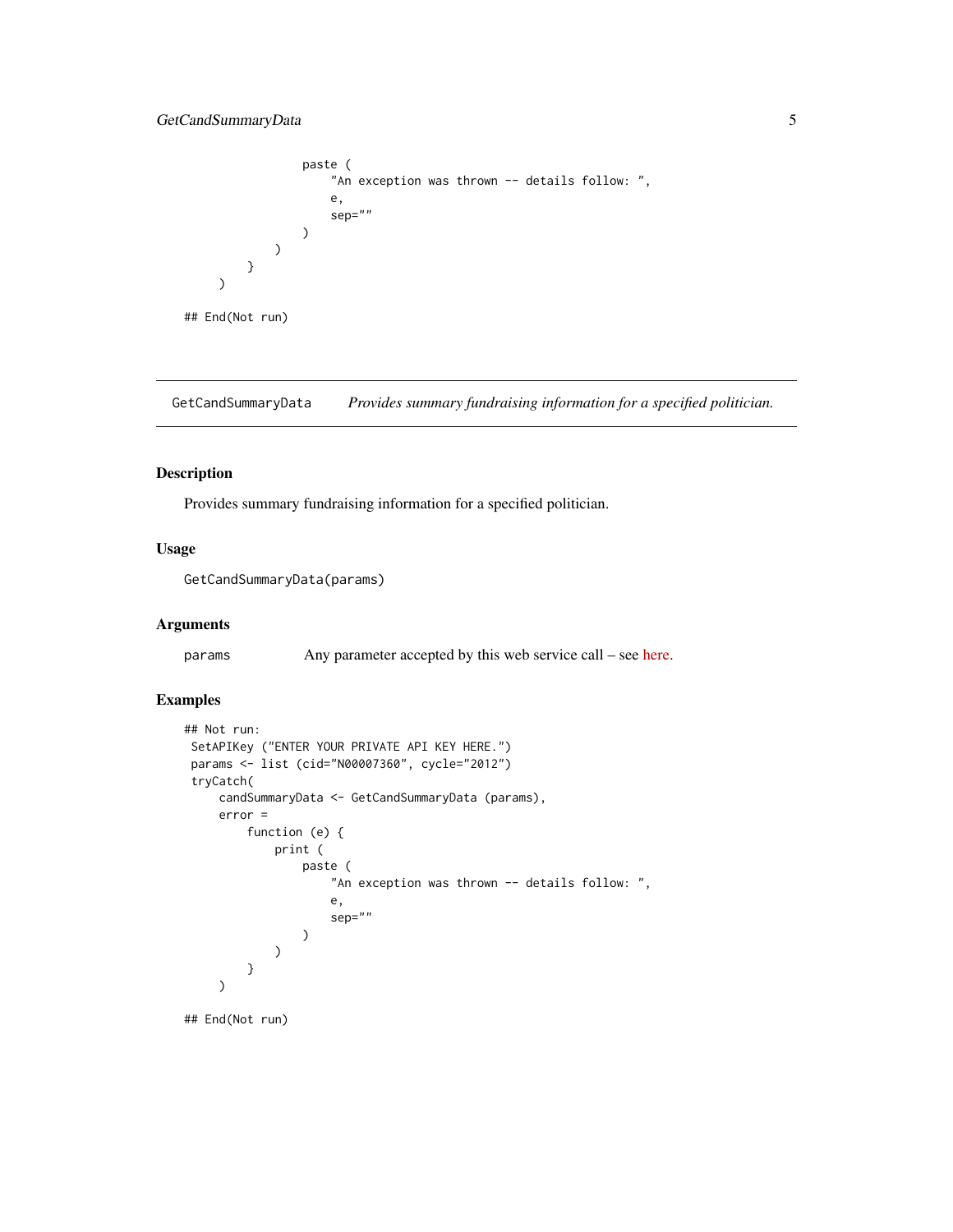```
                paste (
                    "An exception was thrown -- details follow: ",
                    e,
                    sep=""
                )
            )
        }
    )

## End(Not run)
```

## GetCandSummaryData — *Provides summary fundraising information for a specified politician.*

### Description

Provides summary fundraising information for a specified politician.

### Usage

```
GetCandSummaryData(params)
```

### Arguments

| | |
|---|---|
| params | Any parameter accepted by this web service call – see here. |

### Examples

```
## Not run:
 SetAPIKey ("ENTER YOUR PRIVATE API KEY HERE.")
 params <- list (cid="N00007360", cycle="2012")
 tryCatch(
     candSummaryData <- GetCandSummaryData (params),
     error =
         function (e) {
             print (
                 paste (
                     "An exception was thrown -- details follow: ",
                     e,
                     sep=""
                 )
             )
         }
     )

## End(Not run)
```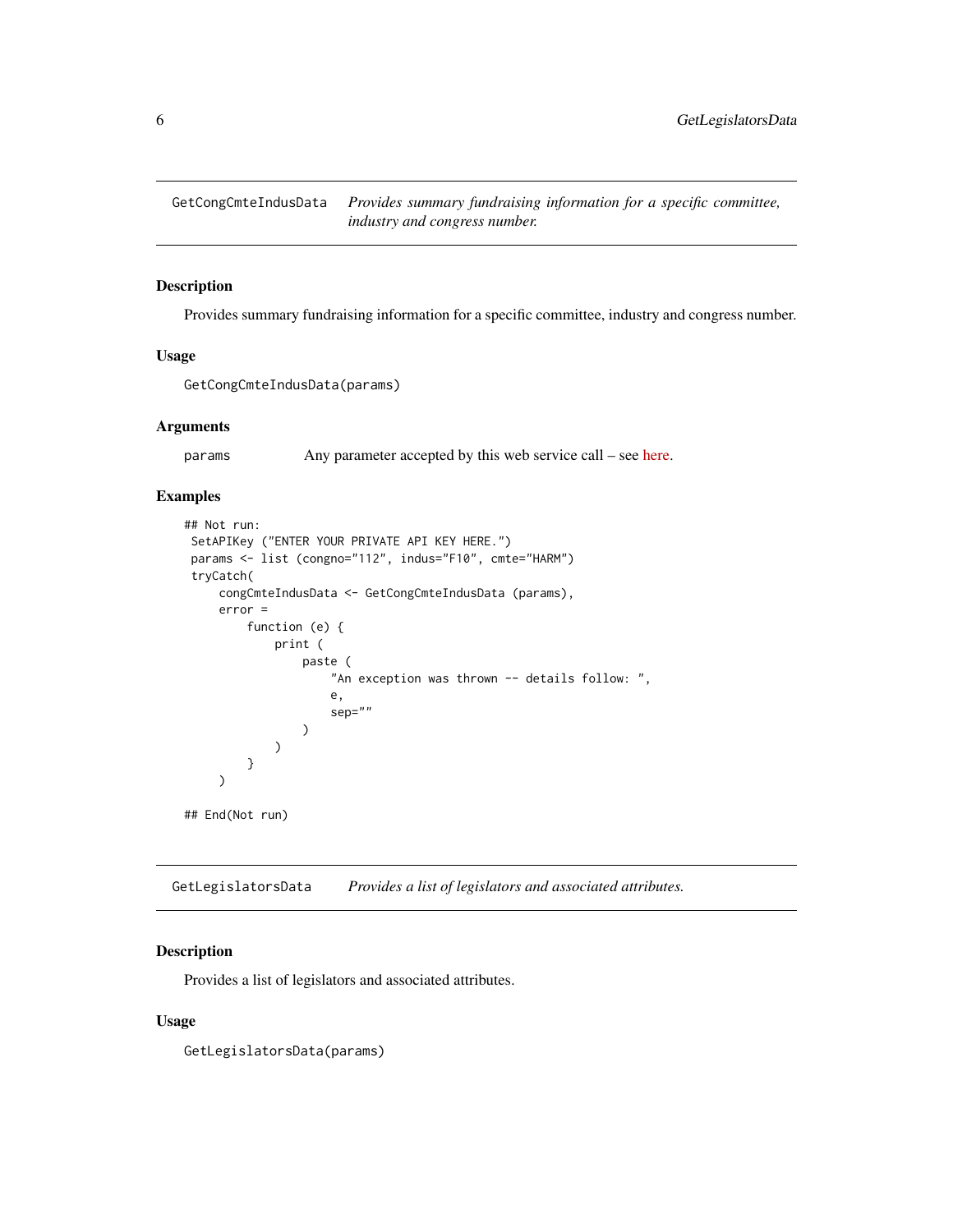## GetCongCmteIndusData — *Provides summary fundraising information for a specific committee, industry and congress number.*

### Description

Provides summary fundraising information for a specific committee, industry and congress number.

### Usage

```
GetCongCmteIndusData(params)
```

### Arguments

| | |
|---|---|
| `params` | Any parameter accepted by this web service call – see here. |

### Examples

```
## Not run:
 SetAPIKey ("ENTER YOUR PRIVATE API KEY HERE.")
 params <- list (congno="112", indus="F10", cmte="HARM")
 tryCatch(
     congCmteIndusData <- GetCongCmteIndusData (params),
     error =
         function (e) {
             print (
                 paste (
                     "An exception was thrown -- details follow: ",
                     e,
                     sep=""
                 )
             )
         }
     )

## End(Not run)
```

## GetLegislatorsData — *Provides a list of legislators and associated attributes.*

### Description

Provides a list of legislators and associated attributes.

### Usage

```
GetLegislatorsData(params)
```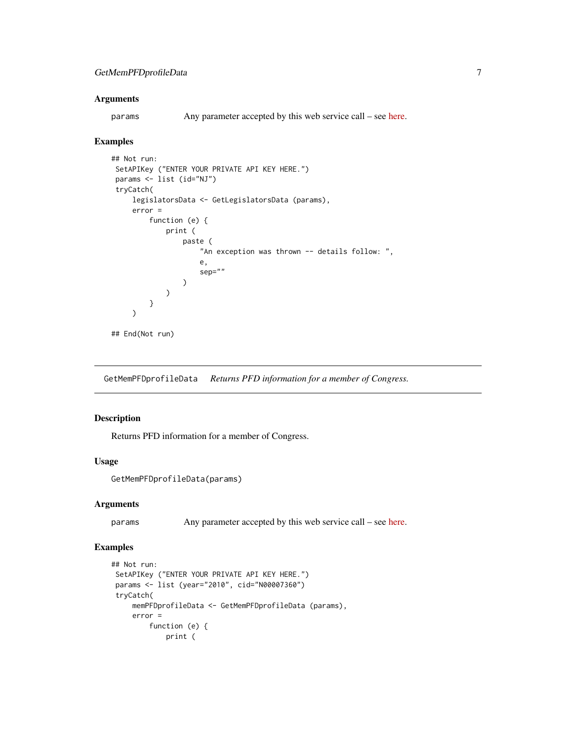## Arguments

params    Any parameter accepted by this web service call – see here.

## Examples

```
## Not run:
 SetAPIKey ("ENTER YOUR PRIVATE API KEY HERE.")
 params <- list (id="NJ")
 tryCatch(
     legislatorsData <- GetLegislatorsData (params),
     error =
         function (e) {
             print (
                 paste (
                     "An exception was thrown -- details follow: ",
                     e,
                     sep=""
                 )
             )
         }
     )

## End(Not run)
```

---

GetMemPFDprofileData    *Returns PFD information for a member of Congress.*

---

## Description

Returns PFD information for a member of Congress.

## Usage

```
GetMemPFDprofileData(params)
```

## Arguments

params    Any parameter accepted by this web service call – see here.

## Examples

```
## Not run:
 SetAPIKey ("ENTER YOUR PRIVATE API KEY HERE.")
 params <- list (year="2010", cid="N00007360")
 tryCatch(
     memPFDprofileData <- GetMemPFDprofileData (params),
     error =
         function (e) {
             print (
```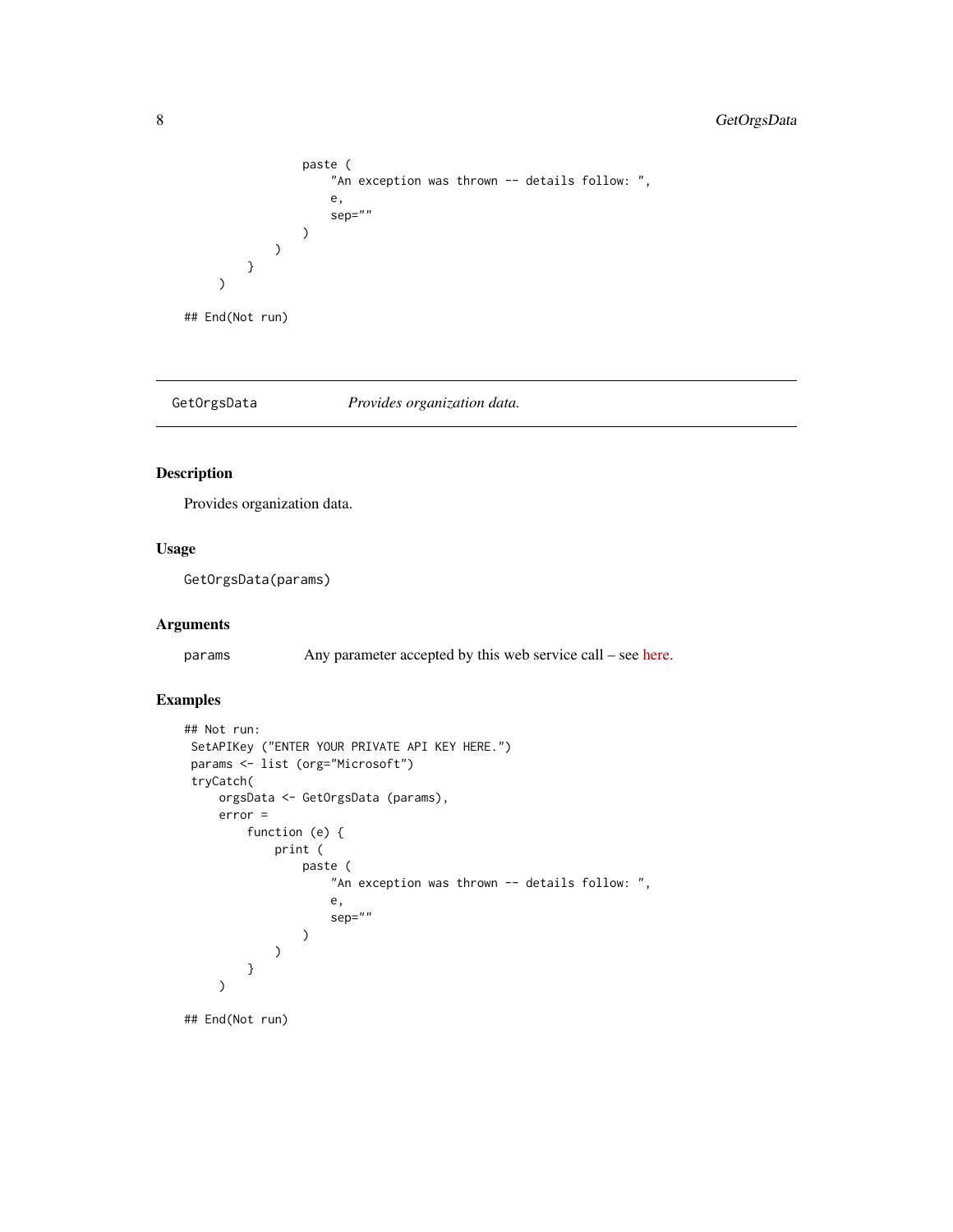```
                paste (
                    "An exception was thrown -- details follow: ",
                    e,
                    sep=""
                )
            )
        }
    )

## End(Not run)
```

---

GetOrgsData *Provides organization data.*

---

### Description

Provides organization data.

### Usage

```
GetOrgsData(params)
```

### Arguments

params Any parameter accepted by this web service call – see here.

### Examples

```
## Not run:
 SetAPIKey ("ENTER YOUR PRIVATE API KEY HERE.")
 params <- list (org="Microsoft")
 tryCatch(
     orgsData <- GetOrgsData (params),
     error =
         function (e) {
             print (
                 paste (
                     "An exception was thrown -- details follow: ",
                     e,
                     sep=""
                 )
             )
         }
     )

## End(Not run)
```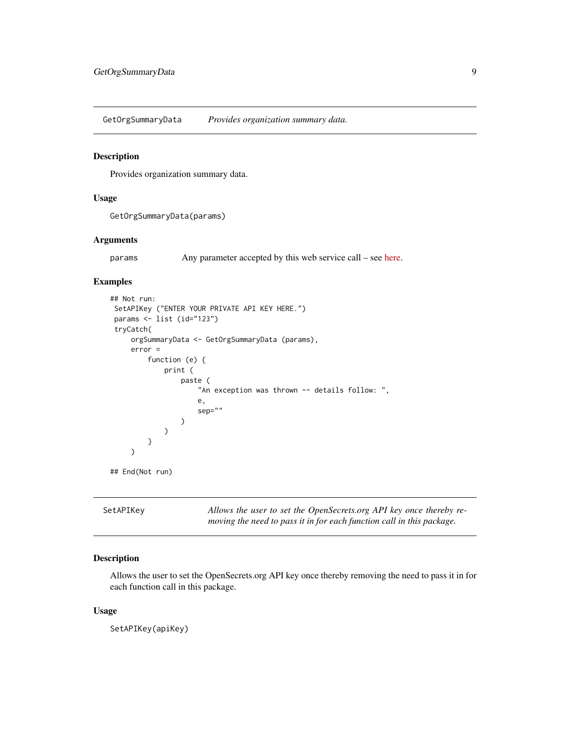## GetOrgSummaryData — *Provides organization summary data.*

### Description

Provides organization summary data.

### Usage

```
GetOrgSummaryData(params)
```

### Arguments

| | |
|---|---|
| params | Any parameter accepted by this web service call – see here. |

### Examples

```
## Not run:
 SetAPIKey ("ENTER YOUR PRIVATE API KEY HERE.")
 params <- list (id="123")
 tryCatch(
     orgSummaryData <- GetOrgSummaryData (params),
     error =
         function (e) {
             print (
                 paste (
                     "An exception was thrown -- details follow: ",
                     e,
                     sep=""
                 )
             )
         }
     )

## End(Not run)
```

## SetAPIKey — *Allows the user to set the OpenSecrets.org API key once thereby removing the need to pass it in for each function call in this package.*

### Description

Allows the user to set the OpenSecrets.org API key once thereby removing the need to pass it in for each function call in this package.

### Usage

```
SetAPIKey(apiKey)
```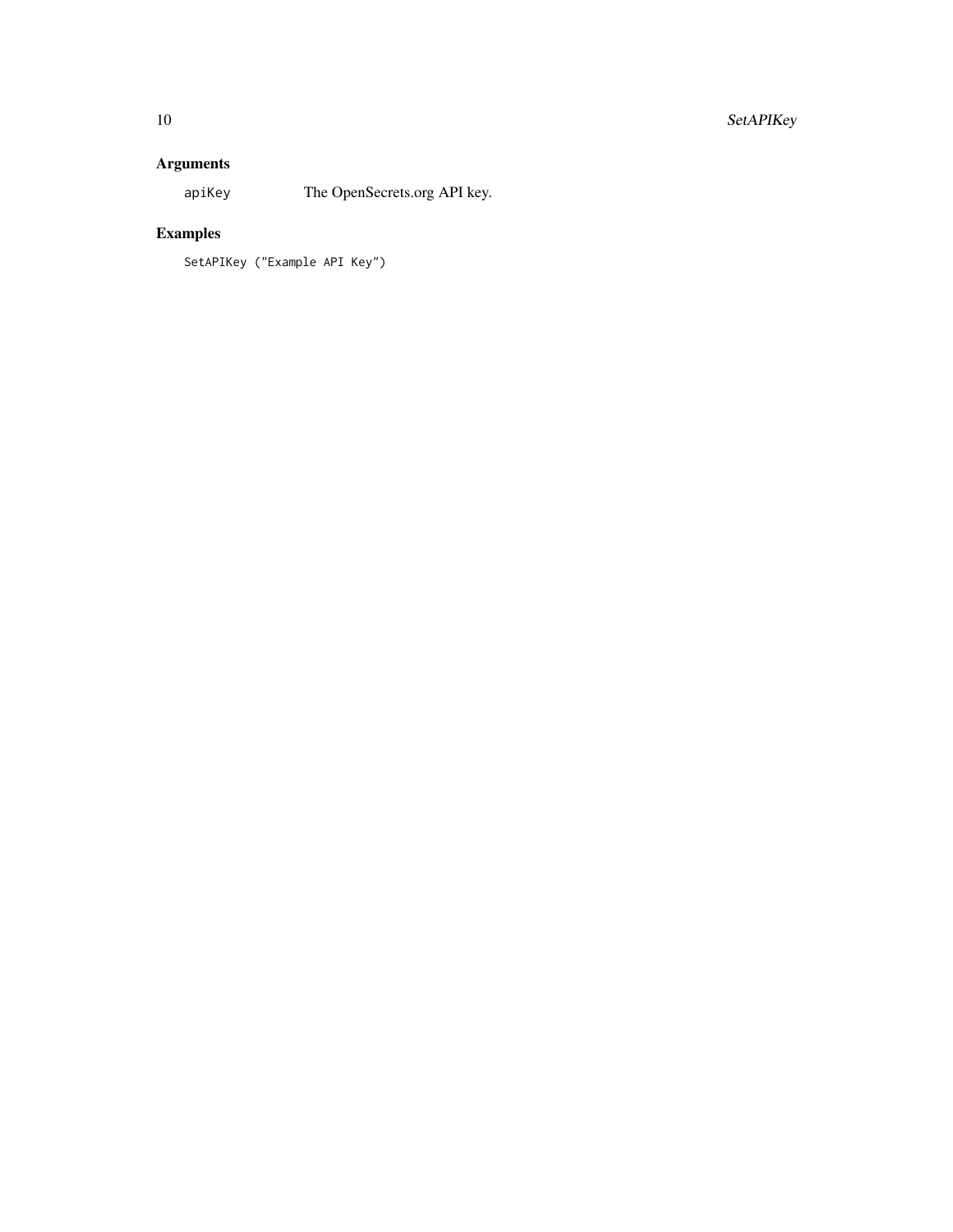## Arguments

| | |
|---|---|
| apiKey | The OpenSecrets.org API key. |

## Examples

```
SetAPIKey ("Example API Key")
```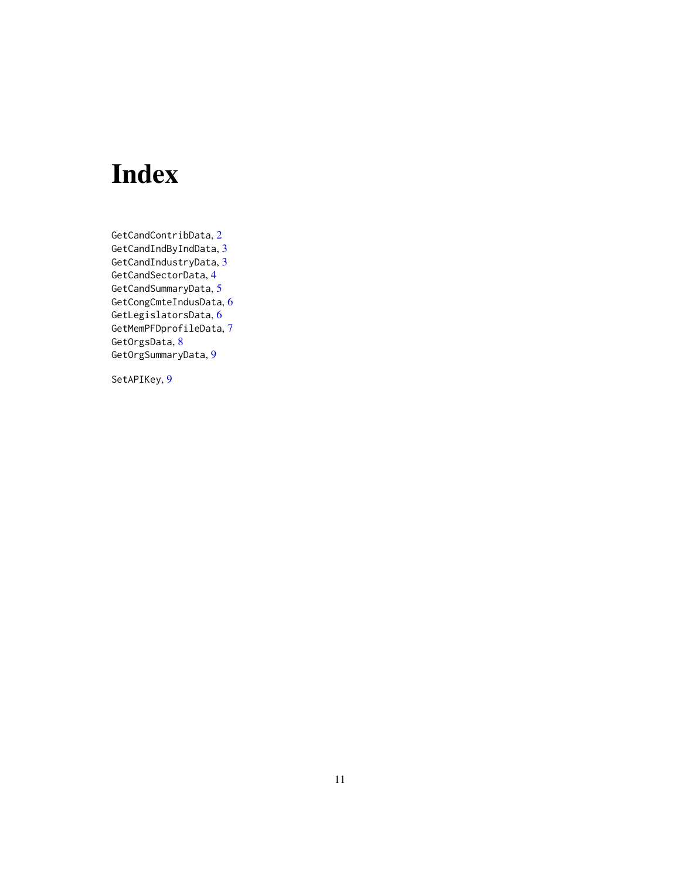# Index

GetCandContribData, 2
GetCandIndByIndData, 3
GetCandIndustryData, 3
GetCandSectorData, 4
GetCandSummaryData, 5
GetCongCmteIndusData, 6
GetLegislatorsData, 6
GetMemPFDprofileData, 7
GetOrgsData, 8
GetOrgSummaryData, 9

SetAPIKey, 9